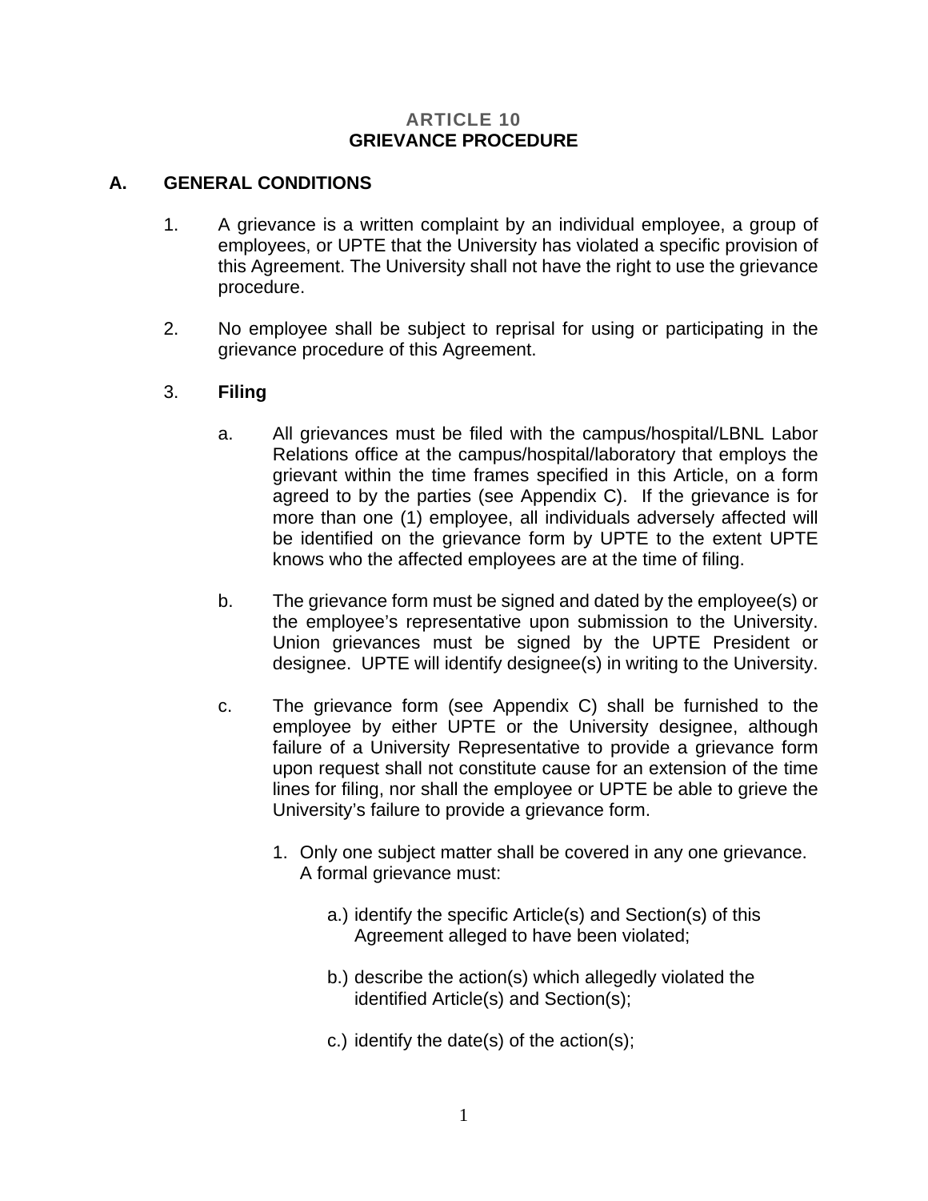# ARTICLE 10
## GRIEVANCE PROCEDURE

### A. GENERAL CONDITIONS

1. A grievance is a written complaint by an individual employee, a group of employees, or UPTE that the University has violated a specific provision of this Agreement. The University shall not have the right to use the grievance procedure.

2. No employee shall be subject to reprisal for using or participating in the grievance procedure of this Agreement.

3. **Filing**

   a. All grievances must be filed with the campus/hospital/LBNL Labor Relations office at the campus/hospital/laboratory that employs the grievant within the time frames specified in this Article, on a form agreed to by the parties (see Appendix C). If the grievance is for more than one (1) employee, all individuals adversely affected will be identified on the grievance form by UPTE to the extent UPTE knows who the affected employees are at the time of filing.

   b. The grievance form must be signed and dated by the employee(s) or the employee's representative upon submission to the University. Union grievances must be signed by the UPTE President or designee. UPTE will identify designee(s) in writing to the University.

   c. The grievance form (see Appendix C) shall be furnished to the employee by either UPTE or the University designee, although failure of a University Representative to provide a grievance form upon request shall not constitute cause for an extension of the time lines for filing, nor shall the employee or UPTE be able to grieve the University's failure to provide a grievance form.

      1. Only one subject matter shall be covered in any one grievance. A formal grievance must:

         a.) identify the specific Article(s) and Section(s) of this Agreement alleged to have been violated;

         b.) describe the action(s) which allegedly violated the identified Article(s) and Section(s);

         c.) identify the date(s) of the action(s);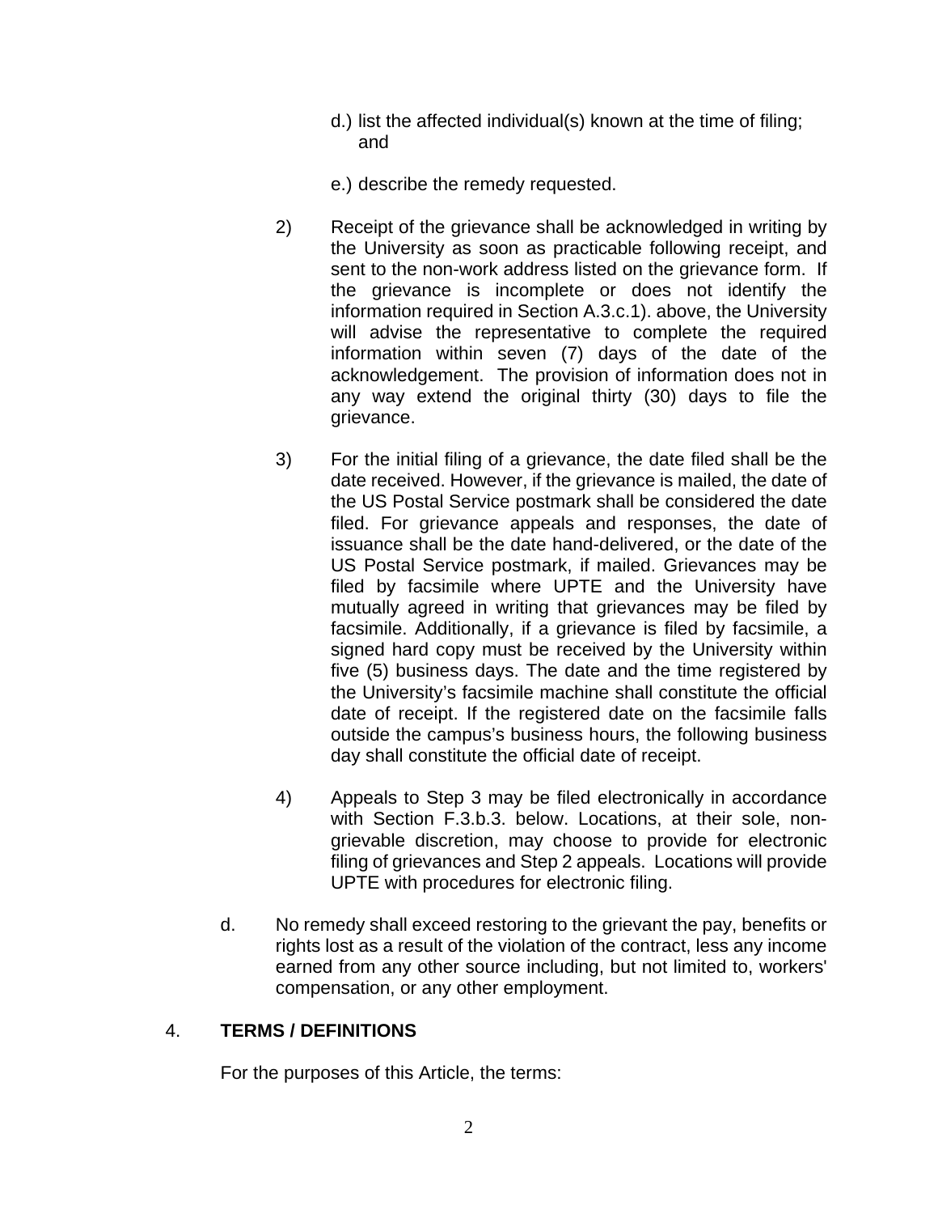d.) list the affected individual(s) known at the time of filing; and

e.) describe the remedy requested.

2) Receipt of the grievance shall be acknowledged in writing by the University as soon as practicable following receipt, and sent to the non-work address listed on the grievance form. If the grievance is incomplete or does not identify the information required in Section A.3.c.1). above, the University will advise the representative to complete the required information within seven (7) days of the date of the acknowledgement. The provision of information does not in any way extend the original thirty (30) days to file the grievance.

3) For the initial filing of a grievance, the date filed shall be the date received. However, if the grievance is mailed, the date of the US Postal Service postmark shall be considered the date filed. For grievance appeals and responses, the date of issuance shall be the date hand-delivered, or the date of the US Postal Service postmark, if mailed. Grievances may be filed by facsimile where UPTE and the University have mutually agreed in writing that grievances may be filed by facsimile. Additionally, if a grievance is filed by facsimile, a signed hard copy must be received by the University within five (5) business days. The date and the time registered by the University's facsimile machine shall constitute the official date of receipt. If the registered date on the facsimile falls outside the campus's business hours, the following business day shall constitute the official date of receipt.

4) Appeals to Step 3 may be filed electronically in accordance with Section F.3.b.3. below. Locations, at their sole, non-grievable discretion, may choose to provide for electronic filing of grievances and Step 2 appeals. Locations will provide UPTE with procedures for electronic filing.

d. No remedy shall exceed restoring to the grievant the pay, benefits or rights lost as a result of the violation of the contract, less any income earned from any other source including, but not limited to, workers' compensation, or any other employment.

4. **TERMS / DEFINITIONS**

For the purposes of this Article, the terms: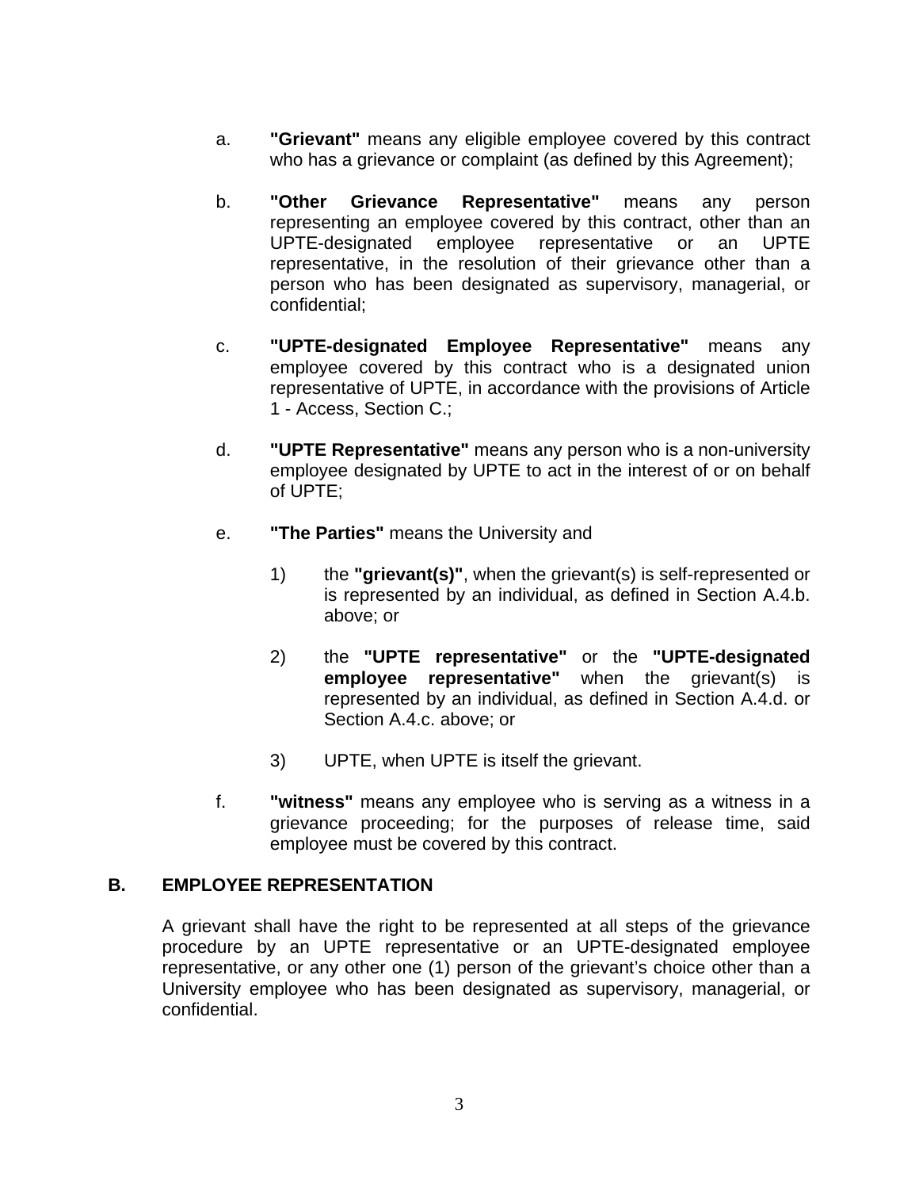a. **"Grievant"** means any eligible employee covered by this contract who has a grievance or complaint (as defined by this Agreement);

b. **"Other Grievance Representative"** means any person representing an employee covered by this contract, other than an UPTE-designated employee representative or an UPTE representative, in the resolution of their grievance other than a person who has been designated as supervisory, managerial, or confidential;

c. **"UPTE-designated Employee Representative"** means any employee covered by this contract who is a designated union representative of UPTE, in accordance with the provisions of Article 1 - Access, Section C.;

d. **"UPTE Representative"** means any person who is a non-university employee designated by UPTE to act in the interest of or on behalf of UPTE;

e. **"The Parties"** means the University and

   1) the **"grievant(s)"**, when the grievant(s) is self-represented or is represented by an individual, as defined in Section A.4.b. above; or

   2) the **"UPTE representative"** or the **"UPTE-designated employee representative"** when the grievant(s) is represented by an individual, as defined in Section A.4.d. or Section A.4.c. above; or

   3) UPTE, when UPTE is itself the grievant.

f. **"witness"** means any employee who is serving as a witness in a grievance proceeding; for the purposes of release time, said employee must be covered by this contract.

## B. EMPLOYEE REPRESENTATION

A grievant shall have the right to be represented at all steps of the grievance procedure by an UPTE representative or an UPTE-designated employee representative, or any other one (1) person of the grievant's choice other than a University employee who has been designated as supervisory, managerial, or confidential.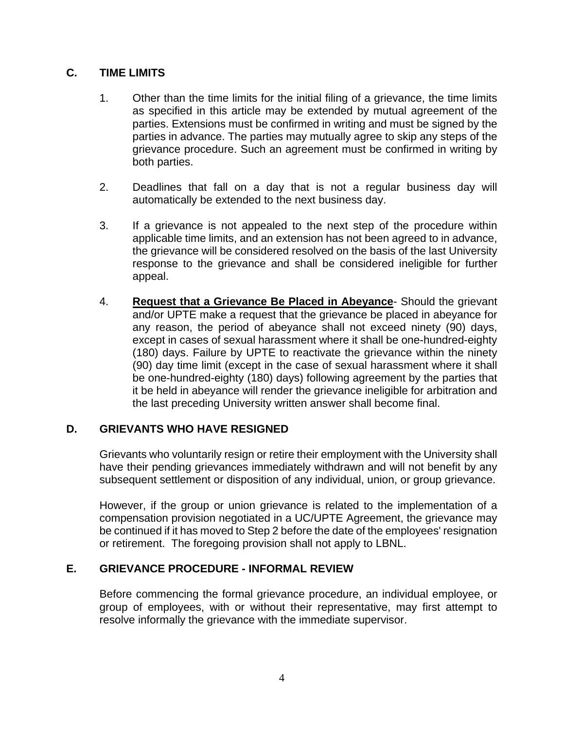## C. TIME LIMITS

1. Other than the time limits for the initial filing of a grievance, the time limits as specified in this article may be extended by mutual agreement of the parties. Extensions must be confirmed in writing and must be signed by the parties in advance. The parties may mutually agree to skip any steps of the grievance procedure. Such an agreement must be confirmed in writing by both parties.

2. Deadlines that fall on a day that is not a regular business day will automatically be extended to the next business day.

3. If a grievance is not appealed to the next step of the procedure within applicable time limits, and an extension has not been agreed to in advance, the grievance will be considered resolved on the basis of the last University response to the grievance and shall be considered ineligible for further appeal.

4. **Request that a Grievance Be Placed in Abeyance**- Should the grievant and/or UPTE make a request that the grievance be placed in abeyance for any reason, the period of abeyance shall not exceed ninety (90) days, except in cases of sexual harassment where it shall be one-hundred-eighty (180) days. Failure by UPTE to reactivate the grievance within the ninety (90) day time limit (except in the case of sexual harassment where it shall be one-hundred-eighty (180) days) following agreement by the parties that it be held in abeyance will render the grievance ineligible for arbitration and the last preceding University written answer shall become final.

## D. GRIEVANTS WHO HAVE RESIGNED

Grievants who voluntarily resign or retire their employment with the University shall have their pending grievances immediately withdrawn and will not benefit by any subsequent settlement or disposition of any individual, union, or group grievance.

However, if the group or union grievance is related to the implementation of a compensation provision negotiated in a UC/UPTE Agreement, the grievance may be continued if it has moved to Step 2 before the date of the employees' resignation or retirement. The foregoing provision shall not apply to LBNL.

## E. GRIEVANCE PROCEDURE - INFORMAL REVIEW

Before commencing the formal grievance procedure, an individual employee, or group of employees, with or without their representative, may first attempt to resolve informally the grievance with the immediate supervisor.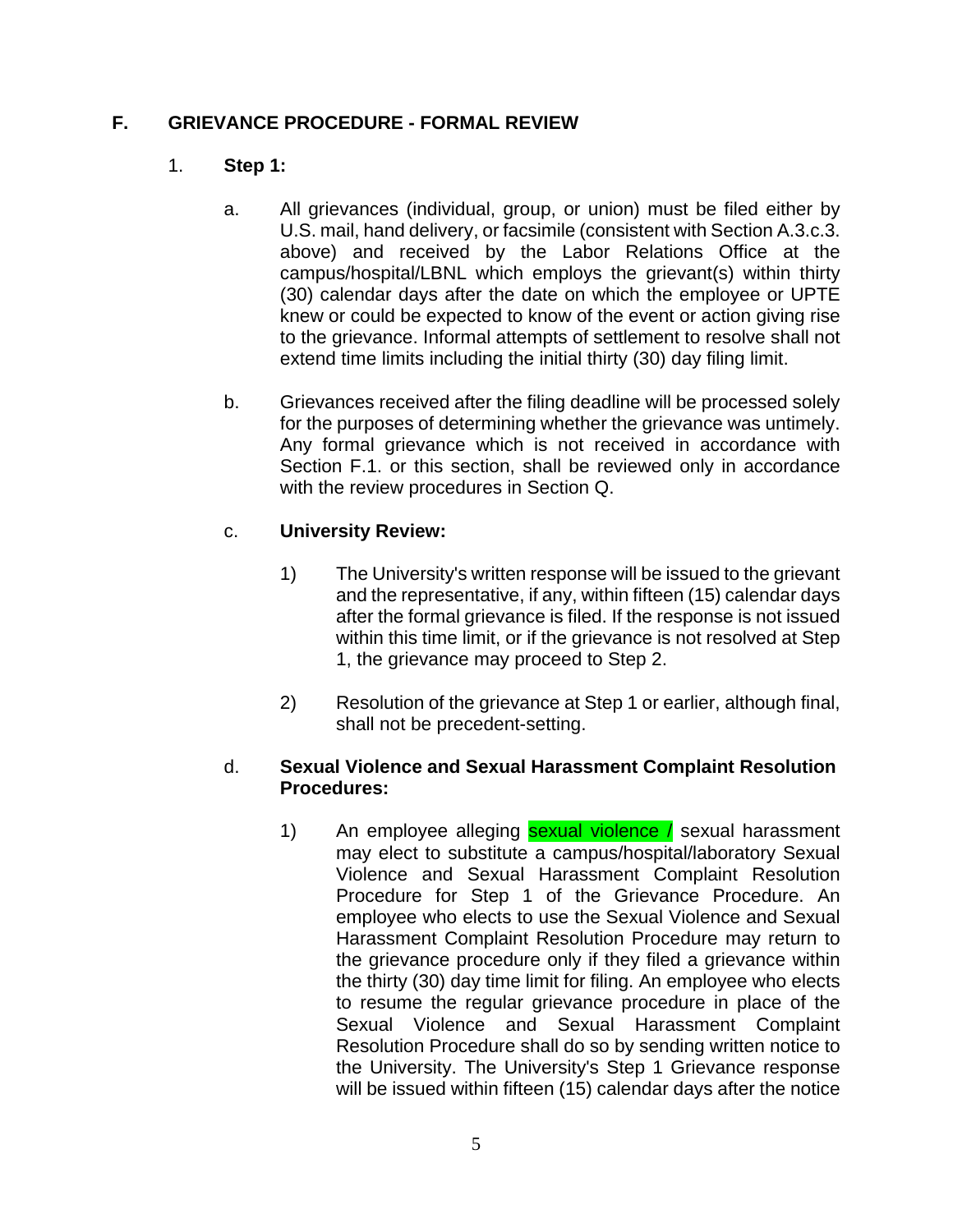## F. GRIEVANCE PROCEDURE - FORMAL REVIEW

1. **Step 1:**

   a. All grievances (individual, group, or union) must be filed either by U.S. mail, hand delivery, or facsimile (consistent with Section A.3.c.3. above) and received by the Labor Relations Office at the campus/hospital/LBNL which employs the grievant(s) within thirty (30) calendar days after the date on which the employee or UPTE knew or could be expected to know of the event or action giving rise to the grievance. Informal attempts of settlement to resolve shall not extend time limits including the initial thirty (30) day filing limit.

   b. Grievances received after the filing deadline will be processed solely for the purposes of determining whether the grievance was untimely. Any formal grievance which is not received in accordance with Section F.1. or this section, shall be reviewed only in accordance with the review procedures in Section Q.

   c. **University Review:**

      1) The University's written response will be issued to the grievant and the representative, if any, within fifteen (15) calendar days after the formal grievance is filed. If the response is not issued within this time limit, or if the grievance is not resolved at Step 1, the grievance may proceed to Step 2.

      2) Resolution of the grievance at Step 1 or earlier, although final, shall not be precedent-setting.

   d. **Sexual Violence and Sexual Harassment Complaint Resolution Procedures:**

      1) An employee alleging sexual violence / sexual harassment may elect to substitute a campus/hospital/laboratory Sexual Violence and Sexual Harassment Complaint Resolution Procedure for Step 1 of the Grievance Procedure. An employee who elects to use the Sexual Violence and Sexual Harassment Complaint Resolution Procedure may return to the grievance procedure only if they filed a grievance within the thirty (30) day time limit for filing. An employee who elects to resume the regular grievance procedure in place of the Sexual Violence and Sexual Harassment Complaint Resolution Procedure shall do so by sending written notice to the University. The University's Step 1 Grievance response will be issued within fifteen (15) calendar days after the notice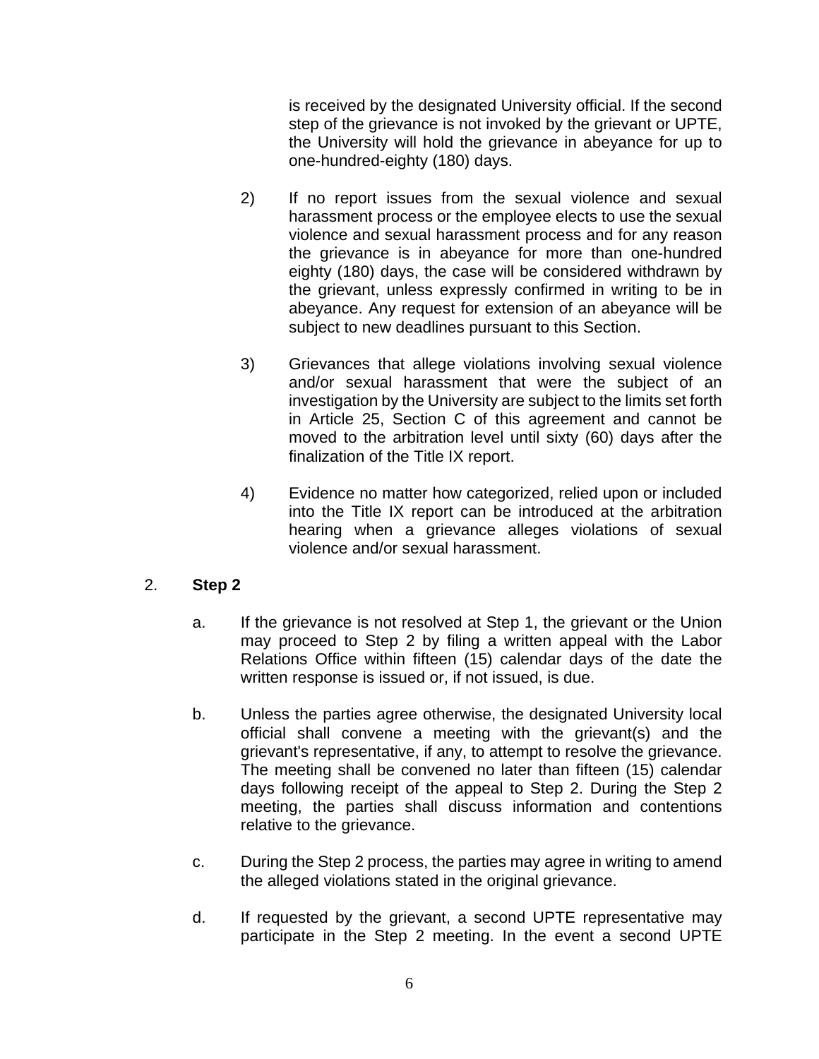is received by the designated University official. If the second step of the grievance is not invoked by the grievant or UPTE, the University will hold the grievance in abeyance for up to one-hundred-eighty (180) days.

2) If no report issues from the sexual violence and sexual harassment process or the employee elects to use the sexual violence and sexual harassment process and for any reason the grievance is in abeyance for more than one-hundred eighty (180) days, the case will be considered withdrawn by the grievant, unless expressly confirmed in writing to be in abeyance. Any request for extension of an abeyance will be subject to new deadlines pursuant to this Section.

3) Grievances that allege violations involving sexual violence and/or sexual harassment that were the subject of an investigation by the University are subject to the limits set forth in Article 25, Section C of this agreement and cannot be moved to the arbitration level until sixty (60) days after the finalization of the Title IX report.

4) Evidence no matter how categorized, relied upon or included into the Title IX report can be introduced at the arbitration hearing when a grievance alleges violations of sexual violence and/or sexual harassment.

2. **Step 2**

a. If the grievance is not resolved at Step 1, the grievant or the Union may proceed to Step 2 by filing a written appeal with the Labor Relations Office within fifteen (15) calendar days of the date the written response is issued or, if not issued, is due.

b. Unless the parties agree otherwise, the designated University local official shall convene a meeting with the grievant(s) and the grievant's representative, if any, to attempt to resolve the grievance. The meeting shall be convened no later than fifteen (15) calendar days following receipt of the appeal to Step 2. During the Step 2 meeting, the parties shall discuss information and contentions relative to the grievance.

c. During the Step 2 process, the parties may agree in writing to amend the alleged violations stated in the original grievance.

d. If requested by the grievant, a second UPTE representative may participate in the Step 2 meeting. In the event a second UPTE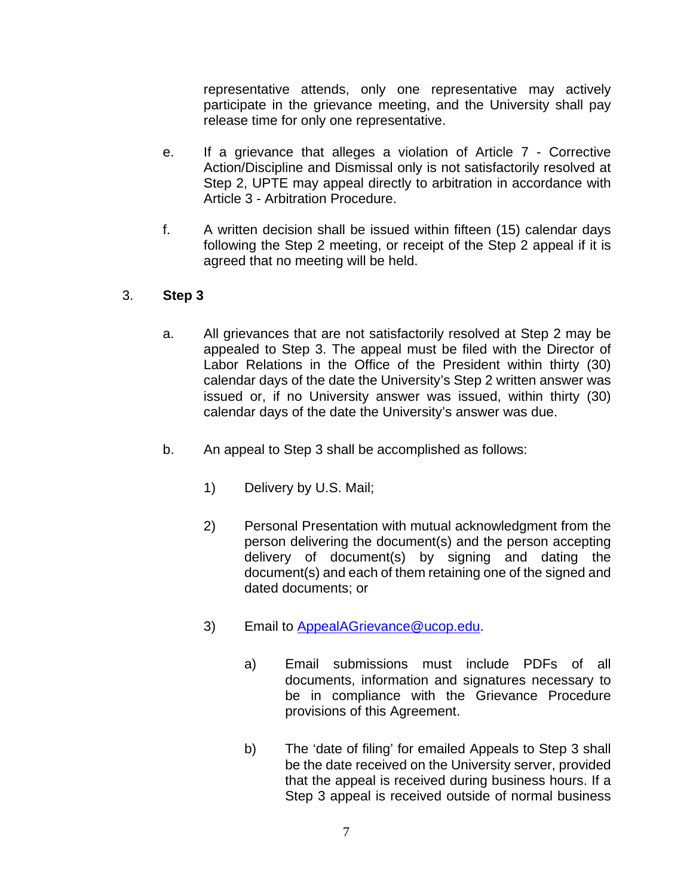representative attends, only one representative may actively participate in the grievance meeting, and the University shall pay release time for only one representative.

e. If a grievance that alleges a violation of Article 7 - Corrective Action/Discipline and Dismissal only is not satisfactorily resolved at Step 2, UPTE may appeal directly to arbitration in accordance with Article 3 - Arbitration Procedure.

f. A written decision shall be issued within fifteen (15) calendar days following the Step 2 meeting, or receipt of the Step 2 appeal if it is agreed that no meeting will be held.

3. **Step 3**

   a. All grievances that are not satisfactorily resolved at Step 2 may be appealed to Step 3. The appeal must be filed with the Director of Labor Relations in the Office of the President within thirty (30) calendar days of the date the University's Step 2 written answer was issued or, if no University answer was issued, within thirty (30) calendar days of the date the University's answer was due.

   b. An appeal to Step 3 shall be accomplished as follows:

      1) Delivery by U.S. Mail;

      2) Personal Presentation with mutual acknowledgment from the person delivering the document(s) and the person accepting delivery of document(s) by signing and dating the document(s) and each of them retaining one of the signed and dated documents; or

      3) Email to [AppealAGrievance@ucop.edu](mailto:AppealAGrievance@ucop.edu).

         a) Email submissions must include PDFs of all documents, information and signatures necessary to be in compliance with the Grievance Procedure provisions of this Agreement.

         b) The 'date of filing' for emailed Appeals to Step 3 shall be the date received on the University server, provided that the appeal is received during business hours. If a Step 3 appeal is received outside of normal business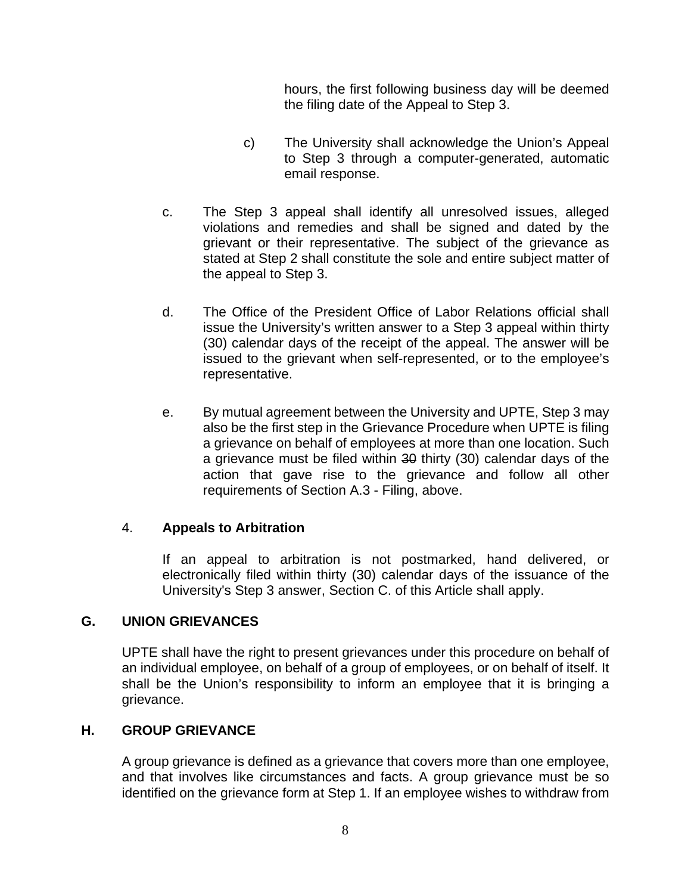hours, the first following business day will be deemed the filing date of the Appeal to Step 3.

c) The University shall acknowledge the Union's Appeal to Step 3 through a computer-generated, automatic email response.

c. The Step 3 appeal shall identify all unresolved issues, alleged violations and remedies and shall be signed and dated by the grievant or their representative. The subject of the grievance as stated at Step 2 shall constitute the sole and entire subject matter of the appeal to Step 3.

d. The Office of the President Office of Labor Relations official shall issue the University's written answer to a Step 3 appeal within thirty (30) calendar days of the receipt of the appeal. The answer will be issued to the grievant when self-represented, or to the employee's representative.

e. By mutual agreement between the University and UPTE, Step 3 may also be the first step in the Grievance Procedure when UPTE is filing a grievance on behalf of employees at more than one location. Such a grievance must be filed within ~~30~~ thirty (30) calendar days of the action that gave rise to the grievance and follow all other requirements of Section A.3 - Filing, above.

4. **Appeals to Arbitration**

If an appeal to arbitration is not postmarked, hand delivered, or electronically filed within thirty (30) calendar days of the issuance of the University's Step 3 answer, Section C. of this Article shall apply.

## G. UNION GRIEVANCES

UPTE shall have the right to present grievances under this procedure on behalf of an individual employee, on behalf of a group of employees, or on behalf of itself. It shall be the Union's responsibility to inform an employee that it is bringing a grievance.

## H. GROUP GRIEVANCE

A group grievance is defined as a grievance that covers more than one employee, and that involves like circumstances and facts. A group grievance must be so identified on the grievance form at Step 1. If an employee wishes to withdraw from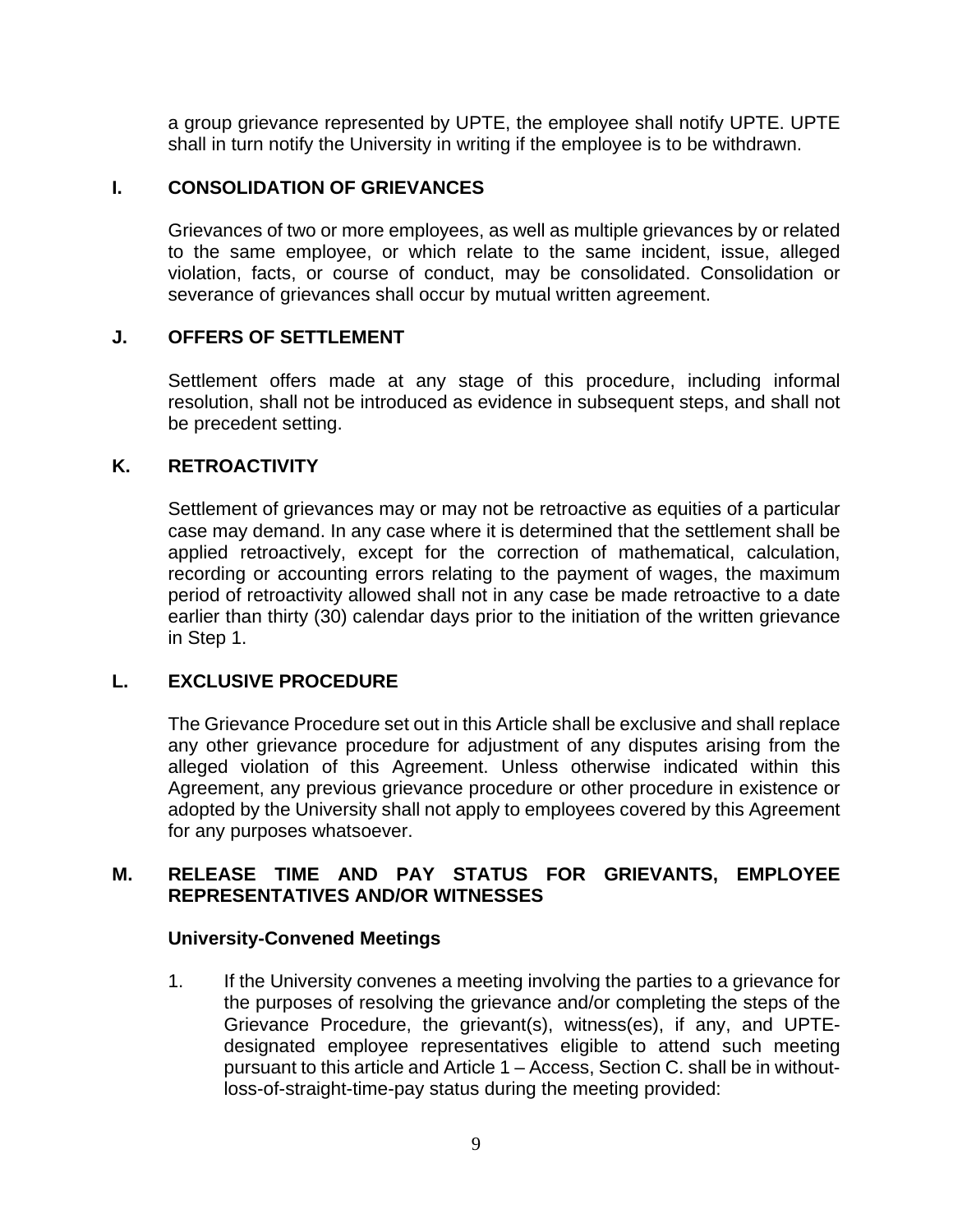a group grievance represented by UPTE, the employee shall notify UPTE. UPTE shall in turn notify the University in writing if the employee is to be withdrawn.

## I. CONSOLIDATION OF GRIEVANCES

Grievances of two or more employees, as well as multiple grievances by or related to the same employee, or which relate to the same incident, issue, alleged violation, facts, or course of conduct, may be consolidated. Consolidation or severance of grievances shall occur by mutual written agreement.

## J. OFFERS OF SETTLEMENT

Settlement offers made at any stage of this procedure, including informal resolution, shall not be introduced as evidence in subsequent steps, and shall not be precedent setting.

## K. RETROACTIVITY

Settlement of grievances may or may not be retroactive as equities of a particular case may demand. In any case where it is determined that the settlement shall be applied retroactively, except for the correction of mathematical, calculation, recording or accounting errors relating to the payment of wages, the maximum period of retroactivity allowed shall not in any case be made retroactive to a date earlier than thirty (30) calendar days prior to the initiation of the written grievance in Step 1.

## L. EXCLUSIVE PROCEDURE

The Grievance Procedure set out in this Article shall be exclusive and shall replace any other grievance procedure for adjustment of any disputes arising from the alleged violation of this Agreement. Unless otherwise indicated within this Agreement, any previous grievance procedure or other procedure in existence or adopted by the University shall not apply to employees covered by this Agreement for any purposes whatsoever.

## M. RELEASE TIME AND PAY STATUS FOR GRIEVANTS, EMPLOYEE REPRESENTATIVES AND/OR WITNESSES

### University-Convened Meetings

1. If the University convenes a meeting involving the parties to a grievance for the purposes of resolving the grievance and/or completing the steps of the Grievance Procedure, the grievant(s), witness(es), if any, and UPTE-designated employee representatives eligible to attend such meeting pursuant to this article and Article 1 – Access, Section C. shall be in without-loss-of-straight-time-pay status during the meeting provided: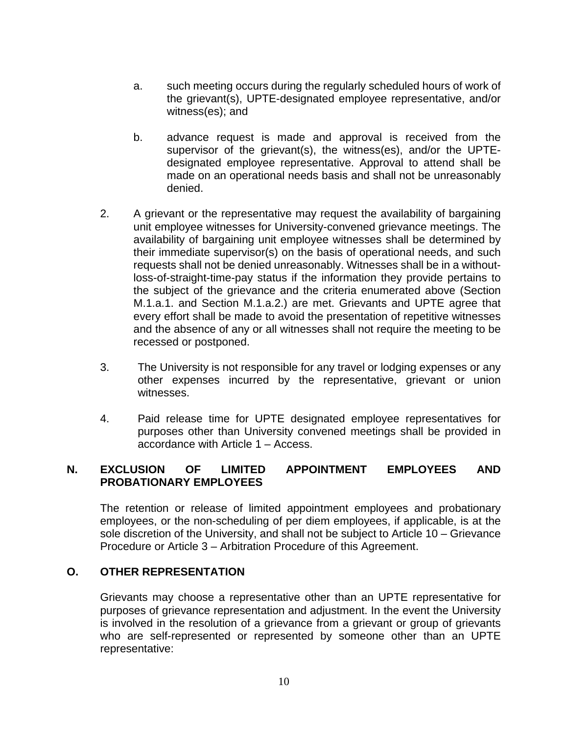a. such meeting occurs during the regularly scheduled hours of work of the grievant(s), UPTE-designated employee representative, and/or witness(es); and

b. advance request is made and approval is received from the supervisor of the grievant(s), the witness(es), and/or the UPTE-designated employee representative. Approval to attend shall be made on an operational needs basis and shall not be unreasonably denied.

2. A grievant or the representative may request the availability of bargaining unit employee witnesses for University-convened grievance meetings. The availability of bargaining unit employee witnesses shall be determined by their immediate supervisor(s) on the basis of operational needs, and such requests shall not be denied unreasonably. Witnesses shall be in a without-loss-of-straight-time-pay status if the information they provide pertains to the subject of the grievance and the criteria enumerated above (Section M.1.a.1. and Section M.1.a.2.) are met. Grievants and UPTE agree that every effort shall be made to avoid the presentation of repetitive witnesses and the absence of any or all witnesses shall not require the meeting to be recessed or postponed.

3. The University is not responsible for any travel or lodging expenses or any other expenses incurred by the representative, grievant or union witnesses.

4. Paid release time for UPTE designated employee representatives for purposes other than University convened meetings shall be provided in accordance with Article 1 – Access.

## N. EXCLUSION OF LIMITED APPOINTMENT EMPLOYEES AND PROBATIONARY EMPLOYEES

The retention or release of limited appointment employees and probationary employees, or the non-scheduling of per diem employees, if applicable, is at the sole discretion of the University, and shall not be subject to Article 10 – Grievance Procedure or Article 3 – Arbitration Procedure of this Agreement.

## O. OTHER REPRESENTATION

Grievants may choose a representative other than an UPTE representative for purposes of grievance representation and adjustment. In the event the University is involved in the resolution of a grievance from a grievant or group of grievants who are self-represented or represented by someone other than an UPTE representative: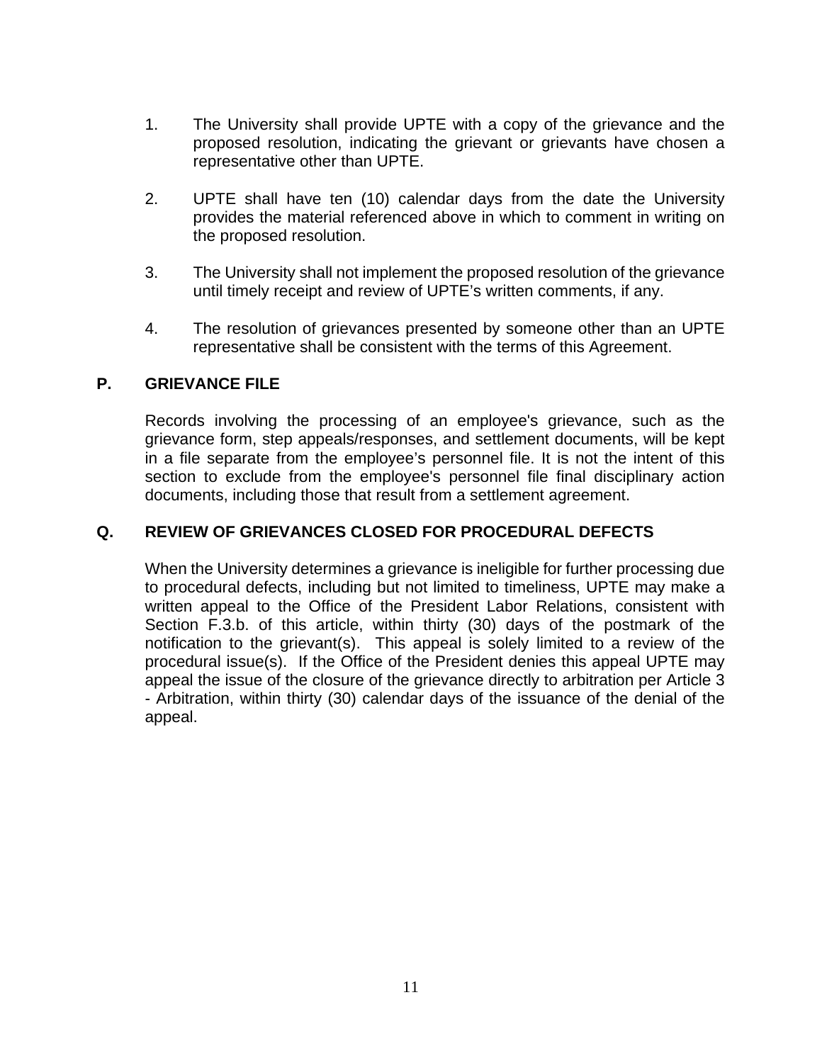1. The University shall provide UPTE with a copy of the grievance and the proposed resolution, indicating the grievant or grievants have chosen a representative other than UPTE.

2. UPTE shall have ten (10) calendar days from the date the University provides the material referenced above in which to comment in writing on the proposed resolution.

3. The University shall not implement the proposed resolution of the grievance until timely receipt and review of UPTE's written comments, if any.

4. The resolution of grievances presented by someone other than an UPTE representative shall be consistent with the terms of this Agreement.

## P. GRIEVANCE FILE

Records involving the processing of an employee's grievance, such as the grievance form, step appeals/responses, and settlement documents, will be kept in a file separate from the employee's personnel file. It is not the intent of this section to exclude from the employee's personnel file final disciplinary action documents, including those that result from a settlement agreement.

## Q. REVIEW OF GRIEVANCES CLOSED FOR PROCEDURAL DEFECTS

When the University determines a grievance is ineligible for further processing due to procedural defects, including but not limited to timeliness, UPTE may make a written appeal to the Office of the President Labor Relations, consistent with Section F.3.b. of this article, within thirty (30) days of the postmark of the notification to the grievant(s). This appeal is solely limited to a review of the procedural issue(s). If the Office of the President denies this appeal UPTE may appeal the issue of the closure of the grievance directly to arbitration per Article 3 - Arbitration, within thirty (30) calendar days of the issuance of the denial of the appeal.